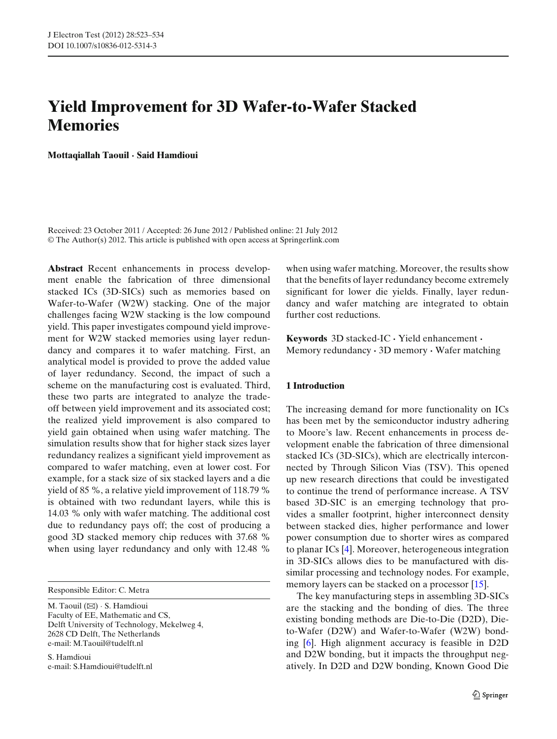# Yield Improvement for 3D Wafer-to-Wafer Stacked Memories

**Mottaqiallah Taouil · Said Hamdioui**

Received: 23 October 2011 / Accepted: 26 June 2012 / Published online: 21 July 2012
© The Author(s) 2012. This article is published with open access at Springerlink.com

**Abstract** Recent enhancements in process development enable the fabrication of three dimensional stacked ICs (3D-SICs) such as memories based on Wafer-to-Wafer (W2W) stacking. One of the major challenges facing W2W stacking is the low compound yield. This paper investigates compound yield improvement for W2W stacked memories using layer redundancy and compares it to wafer matching. First, an analytical model is provided to prove the added value of layer redundancy. Second, the impact of such a scheme on the manufacturing cost is evaluated. Third, these two parts are integrated to analyze the trade-off between yield improvement and its associated cost; the realized yield improvement is also compared to yield gain obtained when using wafer matching. The simulation results show that for higher stack sizes layer redundancy realizes a significant yield improvement as compared to wafer matching, even at lower cost. For example, for a stack size of six stacked layers and a die yield of 85 %, a relative yield improvement of 118.79 % is obtained with two redundant layers, while this is 14.03 % only with wafer matching. The additional cost due to redundancy pays off; the cost of producing a good 3D stacked memory chip reduces with 37.68 % when using layer redundancy and only with 12.48 % when using wafer matching. Moreover, the results show that the benefits of layer redundancy become extremely significant for lower die yields. Finally, layer redundancy and wafer matching are integrated to obtain further cost reductions.

**Keywords** 3D stacked-IC · Yield enhancement · Memory redundancy · 3D memory · Wafer matching

Responsible Editor: C. Metra

M. Taouil (✉) · S. Hamdioui
Faculty of EE, Mathematic and CS,
Delft University of Technology, Mekelweg 4,
2628 CD Delft, The Netherlands
e-mail: M.Taouil@tudelft.nl

S. Hamdioui
e-mail: S.Hamdioui@tudelft.nl

## 1 Introduction

The increasing demand for more functionality on ICs has been met by the semiconductor industry adhering to Moore's law. Recent enhancements in process development enable the fabrication of three dimensional stacked ICs (3D-SICs), which are electrically interconnected by Through Silicon Vias (TSV). This opened up new research directions that could be investigated to continue the trend of performance increase. A TSV based 3D-SIC is an emerging technology that provides a smaller footprint, higher interconnect density between stacked dies, higher performance and lower power consumption due to shorter wires as compared to planar ICs [4]. Moreover, heterogeneous integration in 3D-SICs allows dies to be manufactured with dissimilar processing and technology nodes. For example, memory layers can be stacked on a processor [15].

The key manufacturing steps in assembling 3D-SICs are the stacking and the bonding of dies. The three existing bonding methods are Die-to-Die (D2D), Die-to-Wafer (D2W) and Wafer-to-Wafer (W2W) bonding [6]. High alignment accuracy is feasible in D2D and D2W bonding, but it impacts the throughput negatively. In D2D and D2W bonding, Known Good Die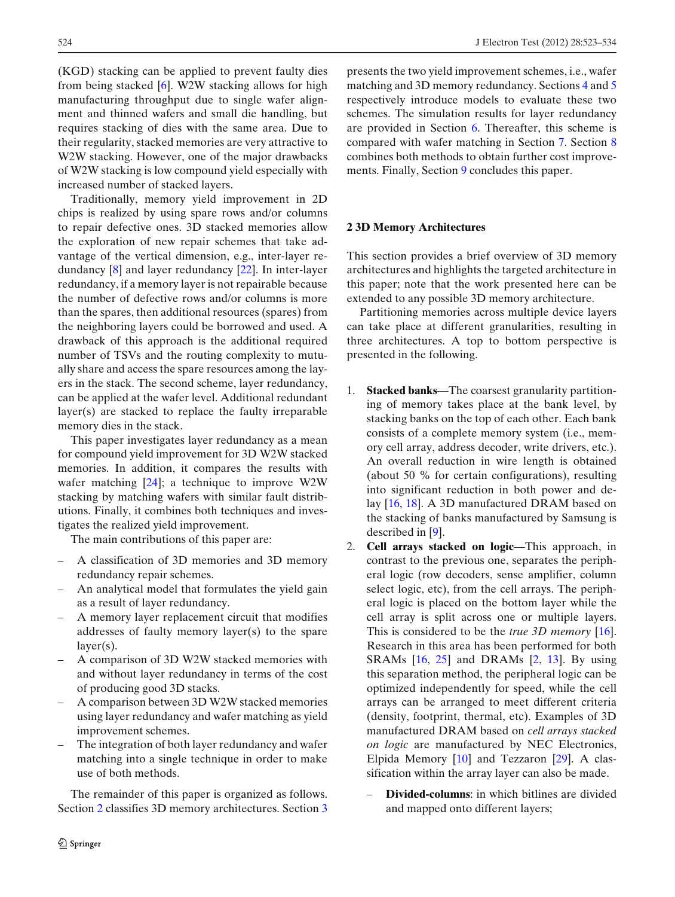(KGD) stacking can be applied to prevent faulty dies from being stacked [6]. W2W stacking allows for high manufacturing throughput due to single wafer alignment and thinned wafers and small die handling, but requires stacking of dies with the same area. Due to their regularity, stacked memories are very attractive to W2W stacking. However, one of the major drawbacks of W2W stacking is low compound yield especially with increased number of stacked layers.

Traditionally, memory yield improvement in 2D chips is realized by using spare rows and/or columns to repair defective ones. 3D stacked memories allow the exploration of new repair schemes that take advantage of the vertical dimension, e.g., inter-layer redundancy [8] and layer redundancy [22]. In inter-layer redundancy, if a memory layer is not repairable because the number of defective rows and/or columns is more than the spares, then additional resources (spares) from the neighboring layers could be borrowed and used. A drawback of this approach is the additional required number of TSVs and the routing complexity to mutually share and access the spare resources among the layers in the stack. The second scheme, layer redundancy, can be applied at the wafer level. Additional redundant layer(s) are stacked to replace the faulty irreparable memory dies in the stack.

This paper investigates layer redundancy as a mean for compound yield improvement for 3D W2W stacked memories. In addition, it compares the results with wafer matching [24]; a technique to improve W2W stacking by matching wafers with similar fault distributions. Finally, it combines both techniques and investigates the realized yield improvement.

The main contributions of this paper are:

- A classification of 3D memories and 3D memory redundancy repair schemes.
- An analytical model that formulates the yield gain as a result of layer redundancy.
- A memory layer replacement circuit that modifies addresses of faulty memory layer(s) to the spare layer(s).
- A comparison of 3D W2W stacked memories with and without layer redundancy in terms of the cost of producing good 3D stacks.
- A comparison between 3D W2W stacked memories using layer redundancy and wafer matching as yield improvement schemes.
- The integration of both layer redundancy and wafer matching into a single technique in order to make use of both methods.

The remainder of this paper is organized as follows. Section 2 classifies 3D memory architectures. Section 3 presents the two yield improvement schemes, i.e., wafer matching and 3D memory redundancy. Sections 4 and 5 respectively introduce models to evaluate these two schemes. The simulation results for layer redundancy are provided in Section 6. Thereafter, this scheme is compared with wafer matching in Section 7. Section 8 combines both methods to obtain further cost improvements. Finally, Section 9 concludes this paper.

## 2 3D Memory Architectures

This section provides a brief overview of 3D memory architectures and highlights the targeted architecture in this paper; note that the work presented here can be extended to any possible 3D memory architecture.

Partitioning memories across multiple device layers can take place at different granularities, resulting in three architectures. A top to bottom perspective is presented in the following.

1. **Stacked banks**—The coarsest granularity partitioning of memory takes place at the bank level, by stacking banks on the top of each other. Each bank consists of a complete memory system (i.e., memory cell array, address decoder, write drivers, etc.). An overall reduction in wire length is obtained (about 50 % for certain configurations), resulting into significant reduction in both power and delay [16, 18]. A 3D manufactured DRAM based on the stacking of banks manufactured by Samsung is described in [9].
2. **Cell arrays stacked on logic**—This approach, in contrast to the previous one, separates the peripheral logic (row decoders, sense amplifier, column select logic, etc), from the cell arrays. The peripheral logic is placed on the bottom layer while the cell array is split across one or multiple layers. This is considered to be the *true 3D memory* [16]. Research in this area has been performed for both SRAMs [16, 25] and DRAMs [2, 13]. By using this separation method, the peripheral logic can be optimized independently for speed, while the cell arrays can be arranged to meet different criteria (density, footprint, thermal, etc). Examples of 3D manufactured DRAM based on *cell arrays stacked on logic* are manufactured by NEC Electronics, Elpida Memory [10] and Tezzaron [29]. A classification within the array layer can also be made.
   - **Divided-columns**: in which bitlines are divided and mapped onto different layers;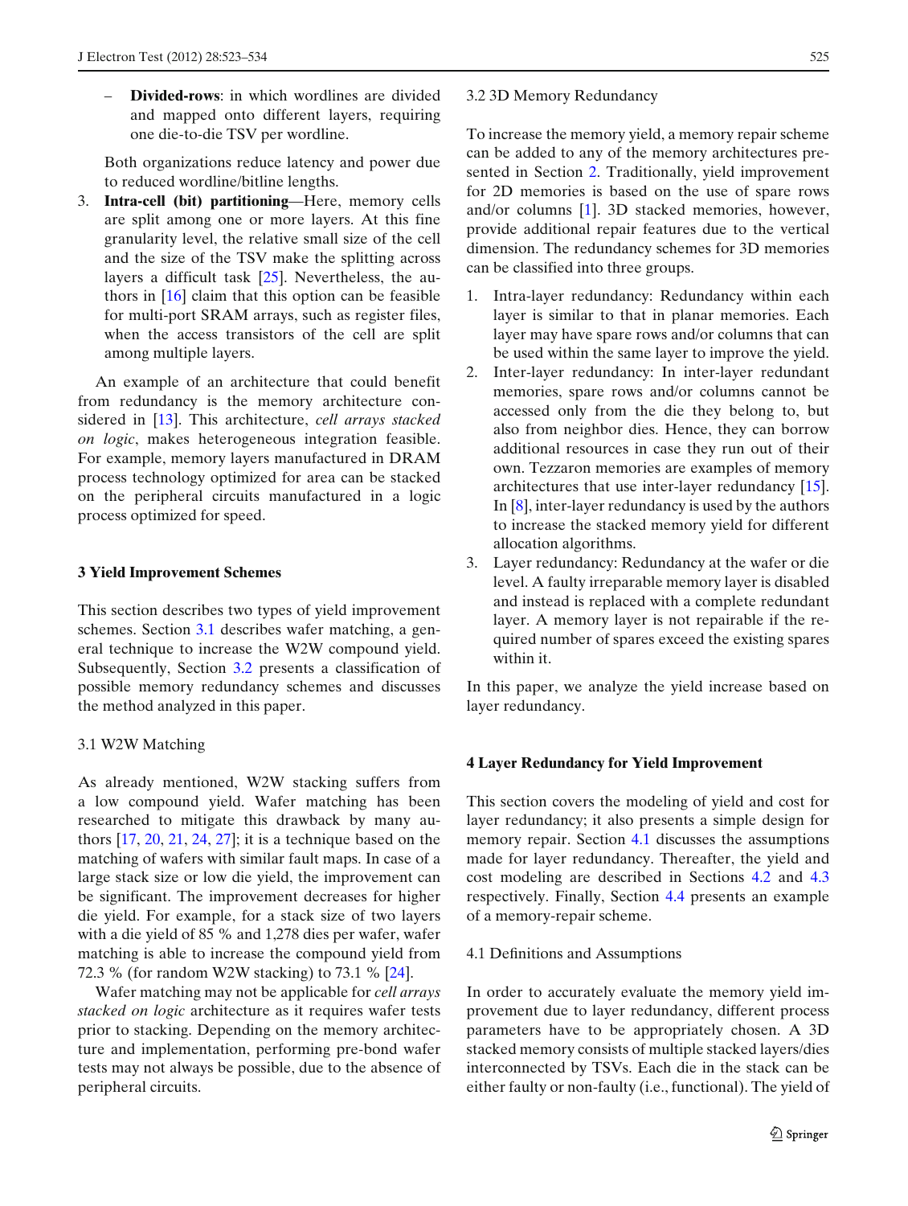- **Divided-rows**: in which wordlines are divided and mapped onto different layers, requiring one die-to-die TSV per wordline.

   Both organizations reduce latency and power due to reduced wordline/bitline lengths.

3. **Intra-cell (bit) partitioning**—Here, memory cells are split among one or more layers. At this fine granularity level, the relative small size of the cell and the size of the TSV make the splitting across layers a difficult task [25]. Nevertheless, the authors in [16] claim that this option can be feasible for multi-port SRAM arrays, such as register files, when the access transistors of the cell are split among multiple layers.

An example of an architecture that could benefit from redundancy is the memory architecture considered in [13]. This architecture, *cell arrays stacked on logic*, makes heterogeneous integration feasible. For example, memory layers manufactured in DRAM process technology optimized for area can be stacked on the peripheral circuits manufactured in a logic process optimized for speed.

## 3 Yield Improvement Schemes

This section describes two types of yield improvement schemes. Section 3.1 describes wafer matching, a general technique to increase the W2W compound yield. Subsequently, Section 3.2 presents a classification of possible memory redundancy schemes and discusses the method analyzed in this paper.

### 3.1 W2W Matching

As already mentioned, W2W stacking suffers from a low compound yield. Wafer matching has been researched to mitigate this drawback by many authors [17, 20, 21, 24, 27]; it is a technique based on the matching of wafers with similar fault maps. In case of a large stack size or low die yield, the improvement can be significant. The improvement decreases for higher die yield. For example, for a stack size of two layers with a die yield of 85 % and 1,278 dies per wafer, wafer matching is able to increase the compound yield from 72.3 % (for random W2W stacking) to 73.1 % [24].

Wafer matching may not be applicable for *cell arrays stacked on logic* architecture as it requires wafer tests prior to stacking. Depending on the memory architecture and implementation, performing pre-bond wafer tests may not always be possible, due to the absence of peripheral circuits.

### 3.2 3D Memory Redundancy

To increase the memory yield, a memory repair scheme can be added to any of the memory architectures presented in Section 2. Traditionally, yield improvement for 2D memories is based on the use of spare rows and/or columns [1]. 3D stacked memories, however, provide additional repair features due to the vertical dimension. The redundancy schemes for 3D memories can be classified into three groups.

1. Intra-layer redundancy: Redundancy within each layer is similar to that in planar memories. Each layer may have spare rows and/or columns that can be used within the same layer to improve the yield.
2. Inter-layer redundancy: In inter-layer redundant memories, spare rows and/or columns cannot be accessed only from the die they belong to, but also from neighbor dies. Hence, they can borrow additional resources in case they run out of their own. Tezzaron memories are examples of memory architectures that use inter-layer redundancy [15]. In [8], inter-layer redundancy is used by the authors to increase the stacked memory yield for different allocation algorithms.
3. Layer redundancy: Redundancy at the wafer or die level. A faulty irreparable memory layer is disabled and instead is replaced with a complete redundant layer. A memory layer is not repairable if the required number of spares exceed the existing spares within it.

In this paper, we analyze the yield increase based on layer redundancy.

## 4 Layer Redundancy for Yield Improvement

This section covers the modeling of yield and cost for layer redundancy; it also presents a simple design for memory repair. Section 4.1 discusses the assumptions made for layer redundancy. Thereafter, the yield and cost modeling are described in Sections 4.2 and 4.3 respectively. Finally, Section 4.4 presents an example of a memory-repair scheme.

### 4.1 Definitions and Assumptions

In order to accurately evaluate the memory yield improvement due to layer redundancy, different process parameters have to be appropriately chosen. A 3D stacked memory consists of multiple stacked layers/dies interconnected by TSVs. Each die in the stack can be either faulty or non-faulty (i.e., functional). The yield of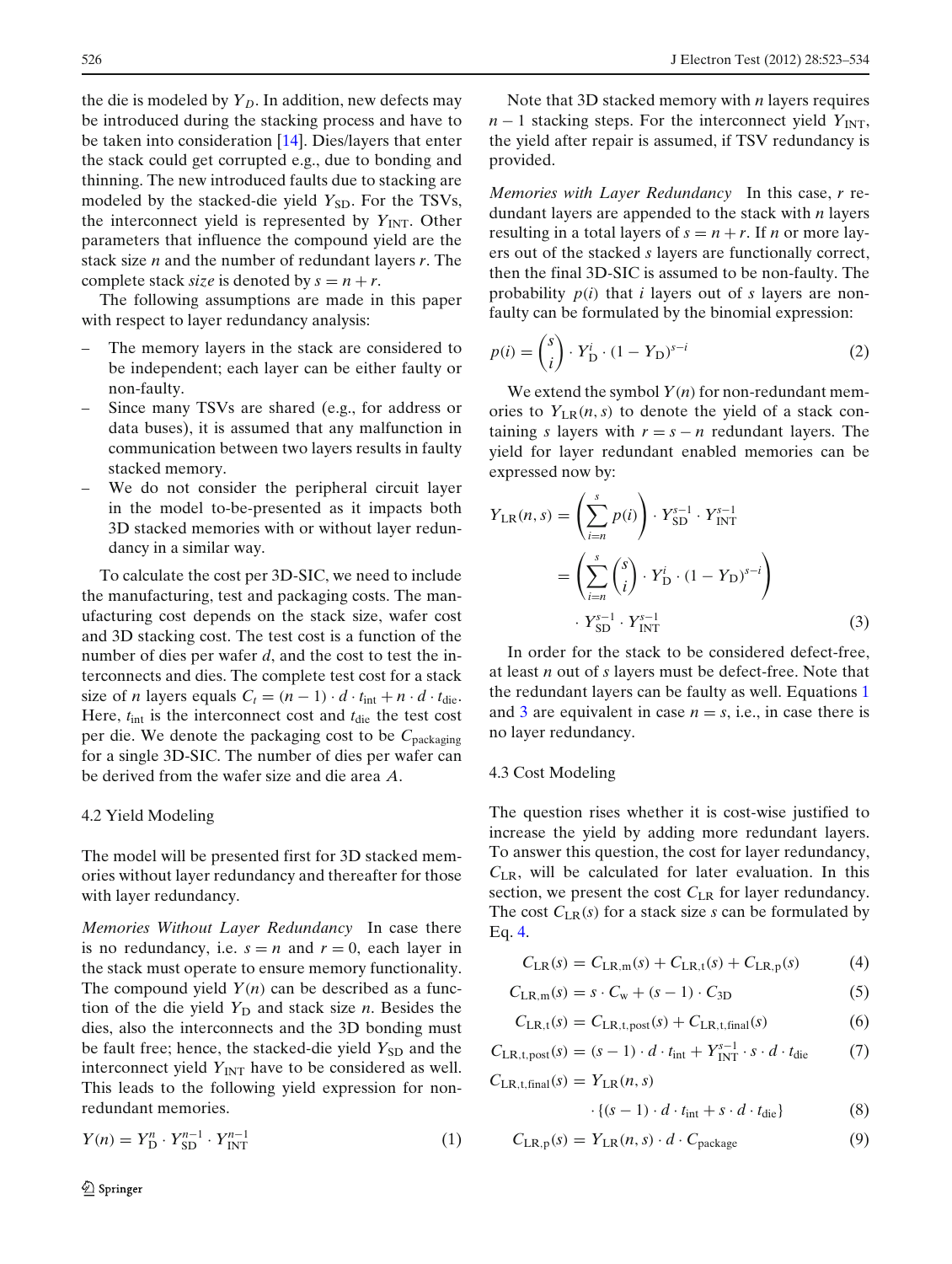the die is modeled by $Y_D$. In addition, new defects may be introduced during the stacking process and have to be taken into consideration [14]. Dies/layers that enter the stack could get corrupted e.g., due to bonding and thinning. The new introduced faults due to stacking are modeled by the stacked-die yield $Y_{\mathrm{SD}}$. For the TSVs, the interconnect yield is represented by $Y_{\mathrm{INT}}$. Other parameters that influence the compound yield are the stack size $n$ and the number of redundant layers $r$. The complete stack *size* is denoted by $s = n + r$.

The following assumptions are made in this paper with respect to layer redundancy analysis:

- The memory layers in the stack are considered to be independent; each layer can be either faulty or non-faulty.
- Since many TSVs are shared (e.g., for address or data buses), it is assumed that any malfunction in communication between two layers results in faulty stacked memory.
- We do not consider the peripheral circuit layer in the model to-be-presented as it impacts both 3D stacked memories with or without layer redundancy in a similar way.

To calculate the cost per 3D-SIC, we need to include the manufacturing, test and packaging costs. The manufacturing cost depends on the stack size, wafer cost and 3D stacking cost. The test cost is a function of the number of dies per wafer $d$, and the cost to test the interconnects and dies. The complete test cost for a stack size of $n$ layers equals $C_t = (n-1) \cdot d \cdot t_{\mathrm{int}} + n \cdot d \cdot t_{\mathrm{die}}$. Here, $t_{\mathrm{int}}$ is the interconnect cost and $t_{\mathrm{die}}$ the test cost per die. We denote the packaging cost to be $C_{\mathrm{packaging}}$ for a single 3D-SIC. The number of dies per wafer can be derived from the wafer size and die area $A$.

### 4.2 Yield Modeling

The model will be presented first for 3D stacked memories without layer redundancy and thereafter for those with layer redundancy.

*Memories Without Layer Redundancy* In case there is no redundancy, i.e. $s = n$ and $r = 0$, each layer in the stack must operate to ensure memory functionality. The compound yield $Y(n)$ can be described as a function of the die yield $Y_{\mathrm{D}}$ and stack size $n$. Besides the dies, also the interconnects and the 3D bonding must be fault free; hence, the stacked-die yield $Y_{\mathrm{SD}}$ and the interconnect yield $Y_{\mathrm{INT}}$ have to be considered as well. This leads to the following yield expression for non-redundant memories.

$$Y(n) = Y_{\mathrm{D}}^{n} \cdot Y_{\mathrm{SD}}^{n-1} \cdot Y_{\mathrm{INT}}^{n-1} \tag{1}$$

Note that 3D stacked memory with $n$ layers requires $n-1$ stacking steps. For the interconnect yield $Y_{\mathrm{INT}}$, the yield after repair is assumed, if TSV redundancy is provided.

*Memories with Layer Redundancy* In this case, $r$ redundant layers are appended to the stack with $n$ layers resulting in a total layers of $s = n + r$. If $n$ or more layers out of the stacked $s$ layers are functionally correct, then the final 3D-SIC is assumed to be non-faulty. The probability $p(i)$ that $i$ layers out of $s$ layers are non-faulty can be formulated by the binomial expression:

$$p(i) = \binom{s}{i} \cdot Y_{\mathrm{D}}^{i} \cdot (1 - Y_{\mathrm{D}})^{s-i} \tag{2}$$

We extend the symbol $Y(n)$ for non-redundant memories to $Y_{\mathrm{LR}}(n, s)$ to denote the yield of a stack containing $s$ layers with $r = s - n$ redundant layers. The yield for layer redundant enabled memories can be expressed now by:

$$\begin{aligned} Y_{\mathrm{LR}}(n, s) &= \left( \sum_{i=n}^{s} p(i) \right) \cdot Y_{\mathrm{SD}}^{s-1} \cdot Y_{\mathrm{INT}}^{s-1} \\ &= \left( \sum_{i=n}^{s} \binom{s}{i} \cdot Y_{\mathrm{D}}^{i} \cdot (1 - Y_{\mathrm{D}})^{s-i} \right) \\ &\quad \cdot Y_{\mathrm{SD}}^{s-1} \cdot Y_{\mathrm{INT}}^{s-1} \end{aligned} \tag{3}$$

In order for the stack to be considered defect-free, at least $n$ out of $s$ layers must be defect-free. Note that the redundant layers can be faulty as well. Equations 1 and 3 are equivalent in case $n = s$, i.e., in case there is no layer redundancy.

### 4.3 Cost Modeling

The question rises whether it is cost-wise justified to increase the yield by adding more redundant layers. To answer this question, the cost for layer redundancy, $C_{\mathrm{LR}}$, will be calculated for later evaluation. In this section, we present the cost $C_{\mathrm{LR}}$ for layer redundancy. The cost $C_{\mathrm{LR}}(s)$ for a stack size $s$ can be formulated by Eq. 4.

$$C_{\mathrm{LR}}(s) = C_{\mathrm{LR,m}}(s) + C_{\mathrm{LR,t}}(s) + C_{\mathrm{LR,p}}(s) \tag{4}$$

$$C_{\mathrm{LR,m}}(s) = s \cdot C_{\mathrm{w}} + (s-1) \cdot C_{\mathrm{3D}} \tag{5}$$

$$C_{\mathrm{LR,t}}(s) = C_{\mathrm{LR,t,post}}(s) + C_{\mathrm{LR,t,final}}(s) \tag{6}$$

$$C_{\mathrm{LR,t,post}}(s) = (s-1) \cdot d \cdot t_{\mathrm{int}} + Y_{\mathrm{INT}}^{s-1} \cdot s \cdot d \cdot t_{\mathrm{die}} \tag{7}$$

$$C_{\mathrm{LR,t,final}}(s) = Y_{\mathrm{LR}}(n, s) \cdot \{(s-1) \cdot d \cdot t_{\mathrm{int}} + s \cdot d \cdot t_{\mathrm{die}}\} \tag{8}$$

$$C_{\mathrm{LR,p}}(s) = Y_{\mathrm{LR}}(n, s) \cdot d \cdot C_{\mathrm{package}} \tag{9}$$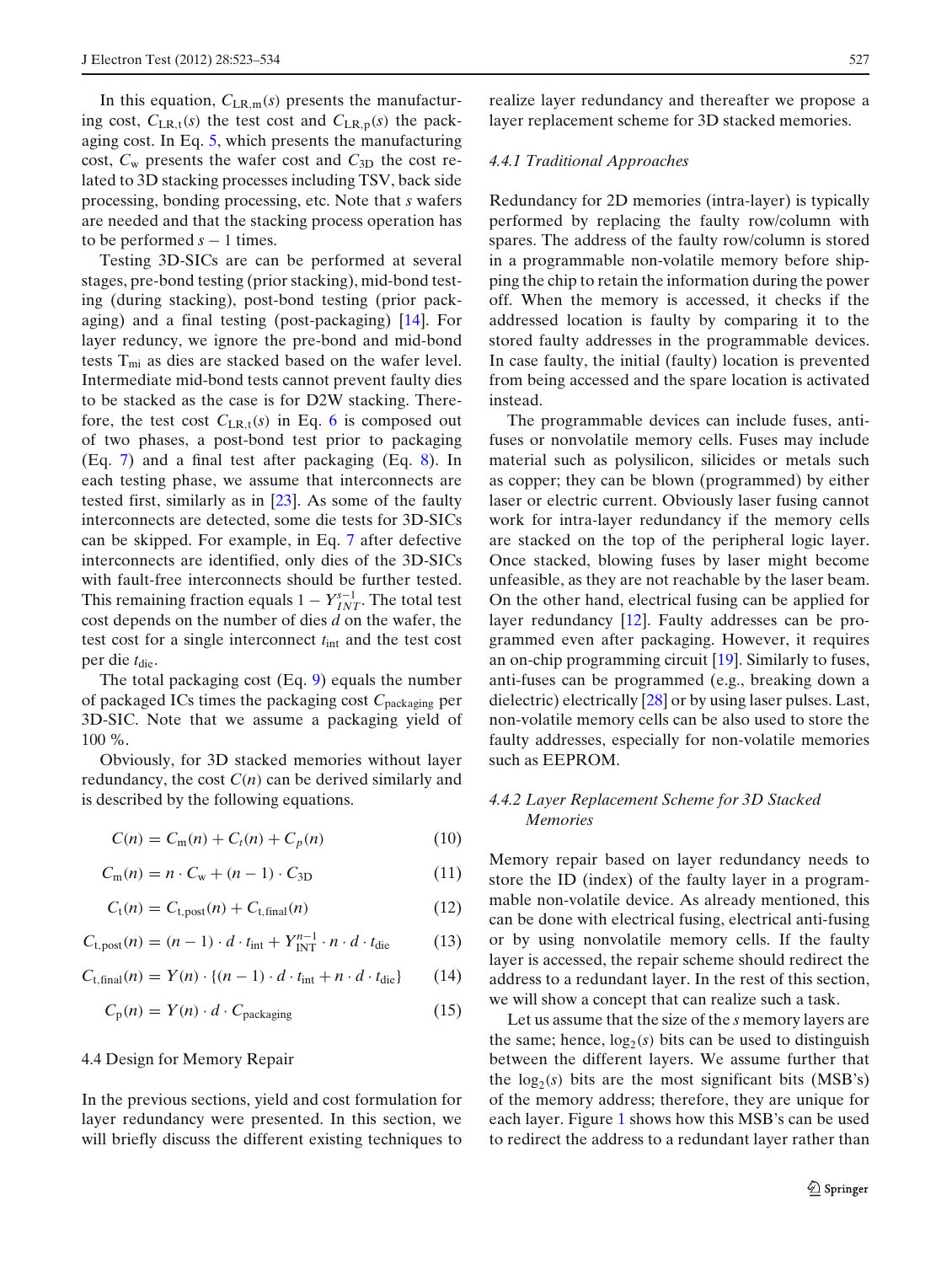In this equation, $C_{\mathrm{LR,m}}(s)$ presents the manufacturing cost, $C_{\mathrm{LR,t}}(s)$ the test cost and $C_{\mathrm{LR,p}}(s)$ the packaging cost. In Eq. 5, which presents the manufacturing cost, $C_{\mathrm{w}}$ presents the wafer cost and $C_{\mathrm{3D}}$ the cost related to 3D stacking processes including TSV, back side processing, bonding processing, etc. Note that $s$ wafers are needed and that the stacking process operation has to be performed $s-1$ times.

Testing 3D-SICs are can be performed at several stages, pre-bond testing (prior stacking), mid-bond testing (during stacking), post-bond testing (prior packaging) and a final testing (post-packaging) [14]. For layer reduncy, we ignore the pre-bond and mid-bond tests $T_{mi}$ as dies are stacked based on the wafer level. Intermediate mid-bond tests cannot prevent faulty dies to be stacked as the case is for D2W stacking. Therefore, the test cost $C_{\mathrm{LR,t}}(s)$ in Eq. 6 is composed out of two phases, a post-bond test prior to packaging (Eq. 7) and a final test after packaging (Eq. 8). In each testing phase, we assume that interconnects are tested first, similarly as in [23]. As some of the faulty interconnects are detected, some die tests for 3D-SICs can be skipped. For example, in Eq. 7 after defective interconnects are identified, only dies of the 3D-SICs with fault-free interconnects should be further tested. This remaining fraction equals $1 - Y_{INT}^{s-1}$. The total test cost depends on the number of dies $d$ on the wafer, the test cost for a single interconnect $t_{\mathrm{int}}$ and the test cost per die $t_{\mathrm{die}}$.

The total packaging cost (Eq. 9) equals the number of packaged ICs times the packaging cost $C_{\mathrm{packaging}}$ per 3D-SIC. Note that we assume a packaging yield of 100 %.

Obviously, for 3D stacked memories without layer redundancy, the cost $C(n)$ can be derived similarly and is described by the following equations.

$$C(n) = C_{\mathrm{m}}(n) + C_t(n) + C_p(n) \tag{10}$$

$$C_{\mathrm{m}}(n) = n \cdot C_{\mathrm{w}} + (n-1) \cdot C_{\mathrm{3D}} \tag{11}$$

$$C_{\mathrm{t}}(n) = C_{\mathrm{t,post}}(n) + C_{\mathrm{t,final}}(n) \tag{12}$$

$$C_{\mathrm{t,post}}(n) = (n-1) \cdot d \cdot t_{\mathrm{int}} + Y_{\mathrm{INT}}^{n-1} \cdot n \cdot d \cdot t_{\mathrm{die}} \tag{13}$$

$$C_{\mathrm{t,final}}(n) = Y(n) \cdot \{(n-1) \cdot d \cdot t_{\mathrm{int}} + n \cdot d \cdot t_{\mathrm{die}}\} \tag{14}$$

$$C_{\mathrm{p}}(n) = Y(n) \cdot d \cdot C_{\mathrm{packaging}} \tag{15}$$

### 4.4 Design for Memory Repair

In the previous sections, yield and cost formulation for layer redundancy were presented. In this section, we will briefly discuss the different existing techniques to realize layer redundancy and thereafter we propose a layer replacement scheme for 3D stacked memories.

#### *4.4.1 Traditional Approaches*

Redundancy for 2D memories (intra-layer) is typically performed by replacing the faulty row/column with spares. The address of the faulty row/column is stored in a programmable non-volatile memory before shipping the chip to retain the information during the power off. When the memory is accessed, it checks if the addressed location is faulty by comparing it to the stored faulty addresses in the programmable devices. In case faulty, the initial (faulty) location is prevented from being accessed and the spare location is activated instead.

The programmable devices can include fuses, antifuses or nonvolatile memory cells. Fuses may include material such as polysilicon, silicides or metals such as copper; they can be blown (programmed) by either laser or electric current. Obviously laser fusing cannot work for intra-layer redundancy if the memory cells are stacked on the top of the peripheral logic layer. Once stacked, blowing fuses by laser might become unfeasible, as they are not reachable by the laser beam. On the other hand, electrical fusing can be applied for layer redundancy [12]. Faulty addresses can be programmed even after packaging. However, it requires an on-chip programming circuit [19]. Similarly to fuses, anti-fuses can be programmed (e.g., breaking down a dielectric) electrically [28] or by using laser pulses. Last, non-volatile memory cells can be also used to store the faulty addresses, especially for non-volatile memories such as EEPROM.

#### *4.4.2 Layer Replacement Scheme for 3D Stacked Memories*

Memory repair based on layer redundancy needs to store the ID (index) of the faulty layer in a programmable non-volatile device. As already mentioned, this can be done with electrical fusing, electrical anti-fusing or by using nonvolatile memory cells. If the faulty layer is accessed, the repair scheme should redirect the address to a redundant layer. In the rest of this section, we will show a concept that can realize such a task.

Let us assume that the size of the $s$ memory layers are the same; hence, $\log_2(s)$ bits can be used to distinguish between the different layers. We assume further that the $\log_2(s)$ bits are the most significant bits (MSB's) of the memory address; therefore, they are unique for each layer. Figure 1 shows how this MSB's can be used to redirect the address to a redundant layer rather than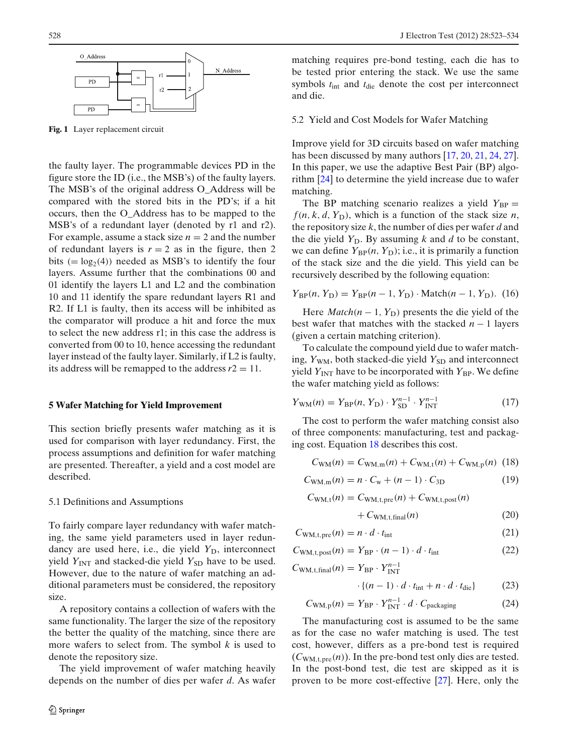**Fig. 1** Layer replacement circuit

the faulty layer. The programmable devices PD in the figure store the ID (i.e., the MSB's) of the faulty layers. The MSB's of the original address O_Address will be compared with the stored bits in the PD's; if a hit occurs, then the O_Address has to be mapped to the MSB's of a redundant layer (denoted by r1 and r2). For example, assume a stack size $n = 2$ and the number of redundant layers is $r = 2$ as in the figure, then 2 bits ($= \log_2(4)$) needed as MSB's to identify the four layers. Assume further that the combinations 00 and 01 identify the layers L1 and L2 and the combination 10 and 11 identify the spare redundant layers R1 and R2. If L1 is faulty, then its access will be inhibited as the comparator will produce a hit and force the mux to select the new address r1; in this case the address is converted from 00 to 10, hence accessing the redundant layer instead of the faulty layer. Similarly, if L2 is faulty, its address will be remapped to the address $r2 = 11$.

## 5 Wafer Matching for Yield Improvement

This section briefly presents wafer matching as it is used for comparison with layer redundancy. First, the process assumptions and definition for wafer matching are presented. Thereafter, a yield and a cost model are described.

### 5.1 Definitions and Assumptions

To fairly compare layer redundancy with wafer matching, the same yield parameters used in layer redundancy are used here, i.e., die yield $Y_D$, interconnect yield $Y_{INT}$ and stacked-die yield $Y_{SD}$ have to be used. However, due to the nature of wafer matching an additional parameters must be considered, the repository size.

A repository contains a collection of wafers with the same functionality. The larger the size of the repository the better the quality of the matching, since there are more wafers to select from. The symbol $k$ is used to denote the repository size.

The yield improvement of wafer matching heavily depends on the number of dies per wafer $d$. As wafer matching requires pre-bond testing, each die has to be tested prior entering the stack. We use the same symbols $t_{int}$ and $t_{die}$ denote the cost per interconnect and die.

### 5.2 Yield and Cost Models for Wafer Matching

Improve yield for 3D circuits based on wafer matching has been discussed by many authors [17, 20, 21, 24, 27]. In this paper, we use the adaptive Best Pair (BP) algorithm [24] to determine the yield increase due to wafer matching.

The BP matching scenario realizes a yield $Y_{BP} = f(n, k, d, Y_D)$, which is a function of the stack size $n$, the repository size $k$, the number of dies per wafer $d$ and the die yield $Y_D$. By assuming $k$ and $d$ to be constant, we can define $Y_{BP}(n, Y_D)$; i.e., it is primarily a function of the stack size and the die yield. This yield can be recursively described by the following equation:

$$Y_{BP}(n, Y_D) = Y_{BP}(n-1, Y_D) \cdot \mathrm{Match}(n-1, Y_D). \quad (16)$$

Here $Match(n-1, Y_D)$ presents the die yield of the best wafer that matches with the stacked $n-1$ layers (given a certain matching criterion).

To calculate the compound yield due to wafer matching, $Y_{WM}$, both stacked-die yield $Y_{SD}$ and interconnect yield $Y_{INT}$ have to be incorporated with $Y_{BP}$. We define the wafer matching yield as follows:

$$Y_{WM}(n) = Y_{BP}(n, Y_D) \cdot Y_{SD}^{n-1} \cdot Y_{INT}^{n-1} \quad (17)$$

The cost to perform the wafer matching consist also of three components: manufacturing, test and packaging cost. Equation 18 describes this cost.

$$C_{WM}(n) = C_{WM,m}(n) + C_{WM,t}(n) + C_{WM,p}(n) \quad (18)$$

$$C_{WM,m}(n) = n \cdot C_w + (n-1) \cdot C_{3D} \quad (19)$$

$$C_{WM,t}(n) = C_{WM,t,pre}(n) + C_{WM,t,post}(n) + C_{WM,t,final}(n) \quad (20)$$

$$C_{WM,t,pre}(n) = n \cdot d \cdot t_{int} \quad (21)$$

$$C_{WM,t,post}(n) = Y_{BP} \cdot (n-1) \cdot d \cdot t_{int} \quad (22)$$

$$C_{WM,t,final}(n) = Y_{BP} \cdot Y_{INT}^{n-1} \cdot \{(n-1) \cdot d \cdot t_{int} + n \cdot d \cdot t_{die}\} \quad (23)$$

$$C_{WM,p}(n) = Y_{BP} \cdot Y_{INT}^{n-1} \cdot d \cdot C_{packaging} \quad (24)$$

The manufacturing cost is assumed to be the same as for the case no wafer matching is used. The test cost, however, differs as a pre-bond test is required ($C_{WM,t,pre}(n)$). In the pre-bond test only dies are tested. In the post-bond test, die test are skipped as it is proven to be more cost-effective [27]. Here, only the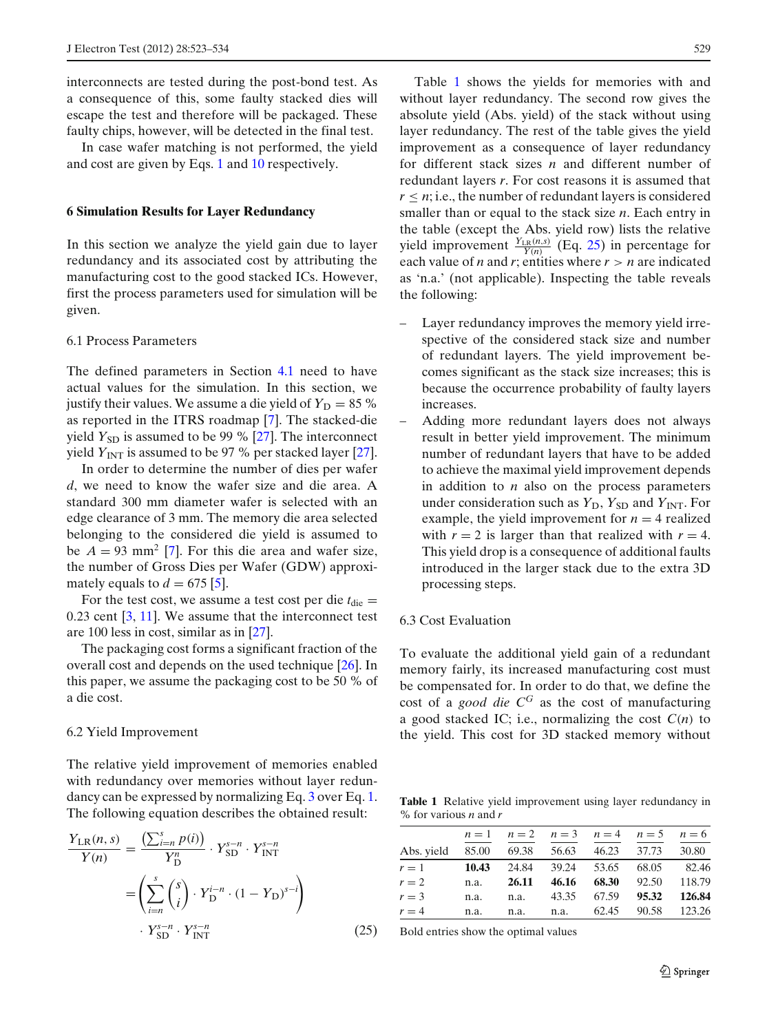interconnects are tested during the post-bond test. As a consequence of this, some faulty stacked dies will escape the test and therefore will be packaged. These faulty chips, however, will be detected in the final test.

In case wafer matching is not performed, the yield and cost are given by Eqs. 1 and 10 respectively.

## 6 Simulation Results for Layer Redundancy

In this section we analyze the yield gain due to layer redundancy and its associated cost by attributing the manufacturing cost to the good stacked ICs. However, first the process parameters used for simulation will be given.

### 6.1 Process Parameters

The defined parameters in Section 4.1 need to have actual values for the simulation. In this section, we justify their values. We assume a die yield of $Y_D = 85$ % as reported in the ITRS roadmap [7]. The stacked-die yield $Y_{SD}$ is assumed to be 99 % [27]. The interconnect yield $Y_{INT}$ is assumed to be 97 % per stacked layer [27].

In order to determine the number of dies per wafer $d$, we need to know the wafer size and die area. A standard 300 mm diameter wafer is selected with an edge clearance of 3 mm. The memory die area selected belonging to the considered die yield is assumed to be $A = 93$ mm$^2$ [7]. For this die area and wafer size, the number of Gross Dies per Wafer (GDW) approximately equals to $d = 675$ [5].

For the test cost, we assume a test cost per die $t_{die} = 0.23$ cent [3, 11]. We assume that the interconnect test are 100 less in cost, similar as in [27].

The packaging cost forms a significant fraction of the overall cost and depends on the used technique [26]. In this paper, we assume the packaging cost to be 50 % of a die cost.

### 6.2 Yield Improvement

The relative yield improvement of memories enabled with redundancy over memories without layer redundancy can be expressed by normalizing Eq. 3 over Eq. 1. The following equation describes the obtained result:

$$\frac{Y_{LR}(n,s)}{Y(n)} = \frac{\left(\sum_{i=n}^{s} p(i)\right)}{Y_D^n} \cdot Y_{SD}^{s-n} \cdot Y_{INT}^{s-n}$$
$$= \left(\sum_{i=n}^{s} \binom{s}{i} \cdot Y_D^{i-n} \cdot (1 - Y_D)^{s-i}\right) \cdot Y_{SD}^{s-n} \cdot Y_{INT}^{s-n} \tag{25}$$

Table 1 shows the yields for memories with and without layer redundancy. The second row gives the absolute yield (Abs. yield) of the stack without using layer redundancy. The rest of the table gives the yield improvement as a consequence of layer redundancy for different stack sizes $n$ and different number of redundant layers $r$. For cost reasons it is assumed that $r \le n$; i.e., the number of redundant layers is considered smaller than or equal to the stack size $n$. Each entry in the table (except the Abs. yield row) lists the relative yield improvement $\frac{Y_{LR}(n,s)}{Y(n)}$ (Eq. 25) in percentage for each value of $n$ and $r$; entities where $r > n$ are indicated as 'n.a.' (not applicable). Inspecting the table reveals the following:

- Layer redundancy improves the memory yield irrespective of the considered stack size and number of redundant layers. The yield improvement becomes significant as the stack size increases; this is because the occurrence probability of faulty layers increases.
- Adding more redundant layers does not always result in better yield improvement. The minimum number of redundant layers that have to be added to achieve the maximal yield improvement depends in addition to $n$ also on the process parameters under consideration such as $Y_D$, $Y_{SD}$ and $Y_{INT}$. For example, the yield improvement for $n = 4$ realized with $r = 2$ is larger than that realized with $r = 4$. This yield drop is a consequence of additional faults introduced in the larger stack due to the extra 3D processing steps.

### 6.3 Cost Evaluation

To evaluate the additional yield gain of a redundant memory fairly, its increased manufacturing cost must be compensated for. In order to do that, we define the cost of a *good die* $C^G$ as the cost of manufacturing a good stacked IC; i.e., normalizing the cost $C(n)$ to the yield. This cost for 3D stacked memory without

**Table 1** Relative yield improvement using layer redundancy in % for various $n$ and $r$

| | $n = 1$ | $n = 2$ | $n = 3$ | $n = 4$ | $n = 5$ | $n = 6$ |
|---|---|---|---|---|---|---|
| Abs. yield | 85.00 | 69.38 | 56.63 | 46.23 | 37.73 | 30.80 |
| $r = 1$ | **10.43** | 24.84 | 39.24 | 53.65 | 68.05 | 82.46 |
| $r = 2$ | n.a. | **26.11** | **46.16** | **68.30** | 92.50 | 118.79 |
| $r = 3$ | n.a. | n.a. | 43.35 | 67.59 | **95.32** | **126.84** |
| $r = 4$ | n.a. | n.a. | n.a. | 62.45 | 90.58 | 123.26 |

Bold entries show the optimal values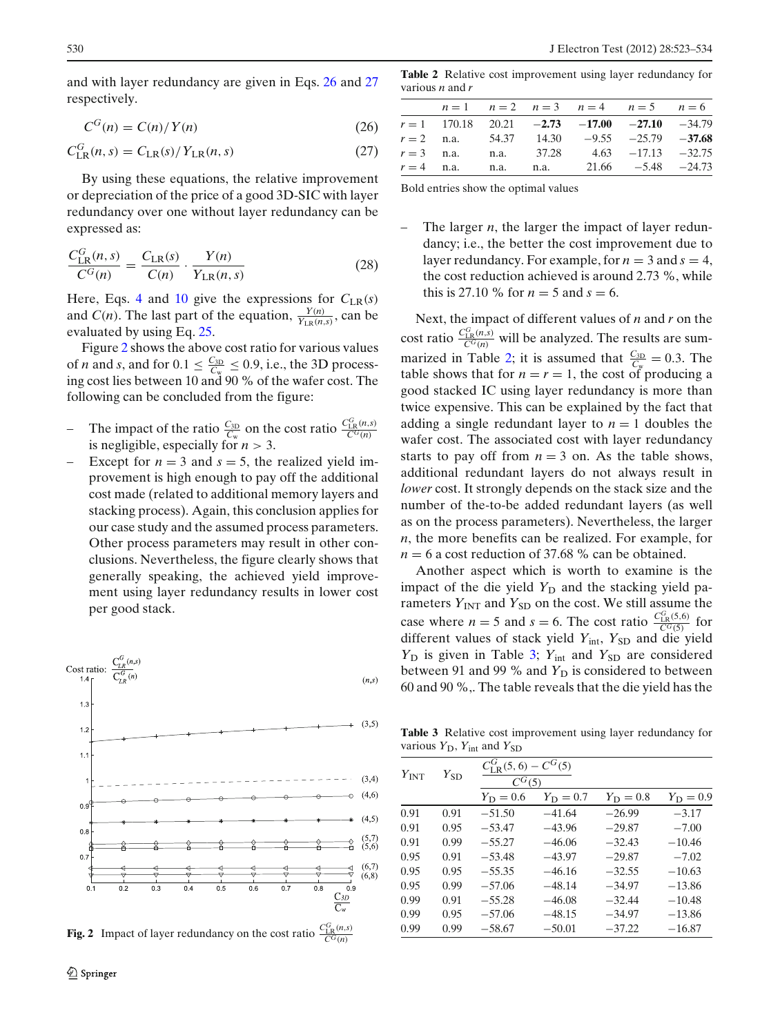and with layer redundancy are given in Eqs. 26 and 27 respectively.

$$C^G(n) = C(n)/Y(n) \tag{26}$$

$$C^G_{\mathrm{LR}}(n, s) = C_{\mathrm{LR}}(s)/Y_{\mathrm{LR}}(n, s) \tag{27}$$

By using these equations, the relative improvement or depreciation of the price of a good 3D-SIC with layer redundancy over one without layer redundancy can be expressed as:

$$\frac{C^G_{\mathrm{LR}}(n, s)}{C^G(n)} = \frac{C_{\mathrm{LR}}(s)}{C(n)} \cdot \frac{Y(n)}{Y_{\mathrm{LR}}(n, s)} \tag{28}$$

Here, Eqs. 4 and 10 give the expressions for $C_{\mathrm{LR}}(s)$ and $C(n)$. The last part of the equation, $\frac{Y(n)}{Y_{\mathrm{LR}}(n,s)}$, can be evaluated by using Eq. 25.

Figure 2 shows the above cost ratio for various values of $n$ and $s$, and for $0.1 \leq \frac{C_{3\mathrm{D}}}{C_{\mathrm{w}}} \leq 0.9$, i.e., the 3D processing cost lies between 10 and 90 % of the wafer cost. The following can be concluded from the figure:

- The impact of the ratio $\frac{C_{3\mathrm{D}}}{C_{\mathrm{w}}}$ on the cost ratio $\frac{C^G_{\mathrm{LR}}(n,s)}{C^G(n)}$ is negligible, especially for $n > 3$.
- Except for $n = 3$ and $s = 5$, the realized yield improvement is high enough to pay off the additional cost made (related to additional memory layers and stacking process). Again, this conclusion applies for our case study and the assumed process parameters. Other process parameters may result in other conclusions. Nevertheless, the figure clearly shows that generally speaking, the achieved yield improvement using layer redundancy results in lower cost per good stack.

**Fig. 2** Impact of layer redundancy on the cost ratio $\frac{C^G_{\mathrm{LR}}(n,s)}{C^G(n)}$

**Table 2** Relative cost improvement using layer redundancy for various $n$ and $r$

| | $n = 1$ | $n = 2$ | $n = 3$ | $n = 4$ | $n = 5$ | $n = 6$ |
|---|---|---|---|---|---|---|
| $r = 1$ | 170.18 | 20.21 | **−2.73** | **−17.00** | **−27.10** | −34.79 |
| $r = 2$ | n.a. | 54.37 | 14.30 | −9.55 | −25.79 | **−37.68** |
| $r = 3$ | n.a. | n.a. | 37.28 | 4.63 | −17.13 | −32.75 |
| $r = 4$ | n.a. | n.a. | n.a. | 21.66 | −5.48 | −24.73 |

Bold entries show the optimal values

- The larger $n$, the larger the impact of layer redundancy; i.e., the better the cost improvement due to layer redundancy. For example, for $n = 3$ and $s = 4$, the cost reduction achieved is around 2.73 %, while this is 27.10 % for $n = 5$ and $s = 6$.

Next, the impact of different values of $n$ and $r$ on the cost ratio $\frac{C^G_{\mathrm{LR}}(n,s)}{C^G(n)}$ will be analyzed. The results are summarized in Table 2; it is assumed that $\frac{C_{3\mathrm{D}}}{C_{\mathrm{w}}} = 0.3$. The table shows that for $n = r = 1$, the cost of producing a good stacked IC using layer redundancy is more than twice expensive. This can be explained by the fact that adding a single redundant layer to $n = 1$ doubles the wafer cost. The associated cost with layer redundancy starts to pay off from $n = 3$ on. As the table shows, additional redundant layers do not always result in *lower* cost. It strongly depends on the stack size and the number of the to-be added redundant layers (as well as on the process parameters). Nevertheless, the larger $n$, the more benefits can be realized. For example, for $n = 6$ a cost reduction of 37.68 % can be obtained.

Another aspect which is worth to examine is the impact of the die yield $Y_{\mathrm{D}}$ and the stacking yield parameters $Y_{\mathrm{INT}}$ and $Y_{\mathrm{SD}}$ on the cost. We still assume the case where $n = 5$ and $s = 6$. The cost ratio $\frac{C^G_{\mathrm{LR}}(5,6)}{C^G(5)}$ for different values of stack yield $Y_{\mathrm{int}}$, $Y_{\mathrm{SD}}$ and die yield $Y_{\mathrm{D}}$ is given in Table 3; $Y_{\mathrm{int}}$ and $Y_{\mathrm{SD}}$ are considered between 91 and 99 % and $Y_{\mathrm{D}}$ is considered to between 60 and 90 %,. The table reveals that the die yield has the

**Table 3** Relative cost improvement using layer redundancy for various $Y_{\mathrm{D}}$, $Y_{\mathrm{int}}$ and $Y_{\mathrm{SD}}$

| $Y_{\mathrm{INT}}$ | $Y_{\mathrm{SD}}$ | $\frac{C^G_{\mathrm{LR}}(5,6) - C^G(5)}{C^G(5)}$ | | | |
|---|---|---|---|---|---|
| | | $Y_{\mathrm{D}} = 0.6$ | $Y_{\mathrm{D}} = 0.7$ | $Y_{\mathrm{D}} = 0.8$ | $Y_{\mathrm{D}} = 0.9$ |
| 0.91 | 0.91 | −51.50 | −41.64 | −26.99 | −3.17 |
| 0.91 | 0.95 | −53.47 | −43.96 | −29.87 | −7.00 |
| 0.91 | 0.99 | −55.27 | −46.06 | −32.43 | −10.46 |
| 0.95 | 0.91 | −53.48 | −43.97 | −29.87 | −7.02 |
| 0.95 | 0.95 | −55.35 | −46.16 | −32.55 | −10.63 |
| 0.95 | 0.99 | −57.06 | −48.14 | −34.97 | −13.86 |
| 0.99 | 0.91 | −55.28 | −46.08 | −32.44 | −10.48 |
| 0.99 | 0.95 | −57.06 | −48.15 | −34.97 | −13.86 |
| 0.99 | 0.99 | −58.67 | −50.01 | −37.22 | −16.87 |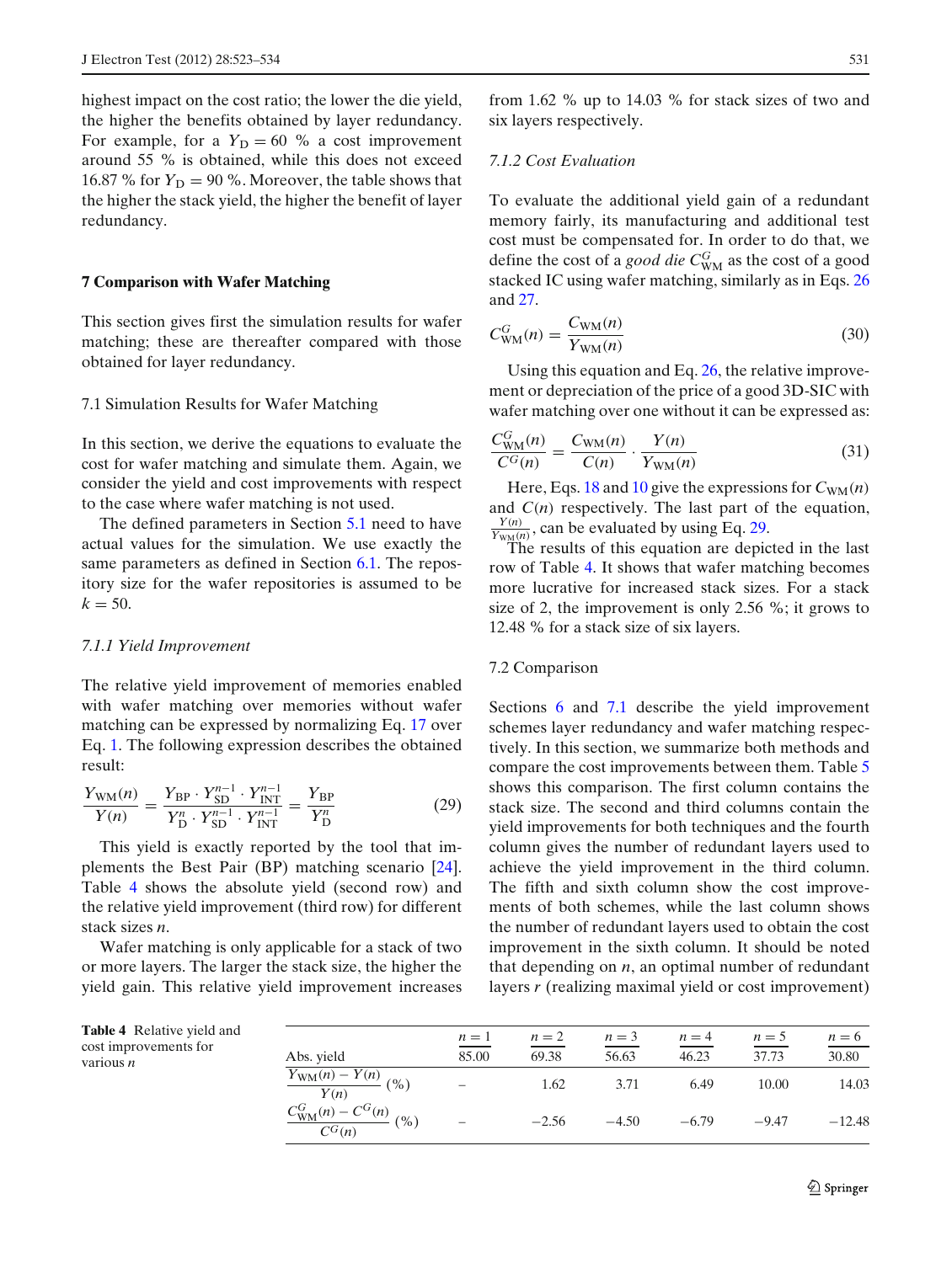highest impact on the cost ratio; the lower the die yield, the higher the benefits obtained by layer redundancy. For example, for a $Y_D = 60$ % a cost improvement around 55 % is obtained, while this does not exceed 16.87 % for $Y_D = 90$ %. Moreover, the table shows that the higher the stack yield, the higher the benefit of layer redundancy.

## 7 Comparison with Wafer Matching

This section gives first the simulation results for wafer matching; these are thereafter compared with those obtained for layer redundancy.

### 7.1 Simulation Results for Wafer Matching

In this section, we derive the equations to evaluate the cost for wafer matching and simulate them. Again, we consider the yield and cost improvements with respect to the case where wafer matching is not used.

The defined parameters in Section 5.1 need to have actual values for the simulation. We use exactly the same parameters as defined in Section 6.1. The repository size for the wafer repositories is assumed to be $k = 50$.

#### *7.1.1 Yield Improvement*

The relative yield improvement of memories enabled with wafer matching over memories without wafer matching can be expressed by normalizing Eq. 17 over Eq. 1. The following expression describes the obtained result:

$$\frac{Y_{WM}(n)}{Y(n)} = \frac{Y_{BP} \cdot Y_{SD}^{n-1} \cdot Y_{INT}^{n-1}}{Y_D^n \cdot Y_{SD}^{n-1} \cdot Y_{INT}^{n-1}} = \frac{Y_{BP}}{Y_D^n} \tag{29}$$

This yield is exactly reported by the tool that implements the Best Pair (BP) matching scenario [24]. Table 4 shows the absolute yield (second row) and the relative yield improvement (third row) for different stack sizes $n$.

Wafer matching is only applicable for a stack of two or more layers. The larger the stack size, the higher the yield gain. This relative yield improvement increases from 1.62 % up to 14.03 % for stack sizes of two and six layers respectively.

#### *7.1.2 Cost Evaluation*

To evaluate the additional yield gain of a redundant memory fairly, its manufacturing and additional test cost must be compensated for. In order to do that, we define the cost of a *good die* $C_{WM}^G$ as the cost of a good stacked IC using wafer matching, similarly as in Eqs. 26 and 27.

$$C_{WM}^G(n) = \frac{C_{WM}(n)}{Y_{WM}(n)} \tag{30}$$

Using this equation and Eq. 26, the relative improvement or depreciation of the price of a good 3D-SIC with wafer matching over one without it can be expressed as:

$$\frac{C_{WM}^G(n)}{C^G(n)} = \frac{C_{WM}(n)}{C(n)} \cdot \frac{Y(n)}{Y_{WM}(n)} \tag{31}$$

Here, Eqs. 18 and 10 give the expressions for $C_{WM}(n)$ and $C(n)$ respectively. The last part of the equation, $\frac{Y(n)}{Y_{WM}(n)}$, can be evaluated by using Eq. 29.

The results of this equation are depicted in the last row of Table 4. It shows that wafer matching becomes more lucrative for increased stack sizes. For a stack size of 2, the improvement is only 2.56 %; it grows to 12.48 % for a stack size of six layers.

### 7.2 Comparison

Sections 6 and 7.1 describe the yield improvement schemes layer redundancy and wafer matching respectively. In this section, we summarize both methods and compare the cost improvements between them. Table 5 shows this comparison. The first column contains the stack size. The second and third columns contain the yield improvements for both techniques and the fourth column gives the number of redundant layers used to achieve the yield improvement in the third column. The fifth and sixth column show the cost improvements of both schemes, while the last column shows the number of redundant layers used to obtain the cost improvement in the sixth column. It should be noted that depending on $n$, an optimal number of redundant layers $r$ (realizing maximal yield or cost improvement)

**Table 4** Relative yield and cost improvements for various $n$

| | $n = 1$ | $n = 2$ | $n = 3$ | $n = 4$ | $n = 5$ | $n = 6$ |
|---|---|---|---|---|---|---|
| Abs. yield | 85.00 | 69.38 | 56.63 | 46.23 | 37.73 | 30.80 |
| $\frac{Y_{WM}(n) - Y(n)}{Y(n)}$ (%) | – | 1.62 | 3.71 | 6.49 | 10.00 | 14.03 |
| $\frac{C_{WM}^G(n) - C^G(n)}{C^G(n)}$ (%) | – | −2.56 | −4.50 | −6.79 | −9.47 | −12.48 |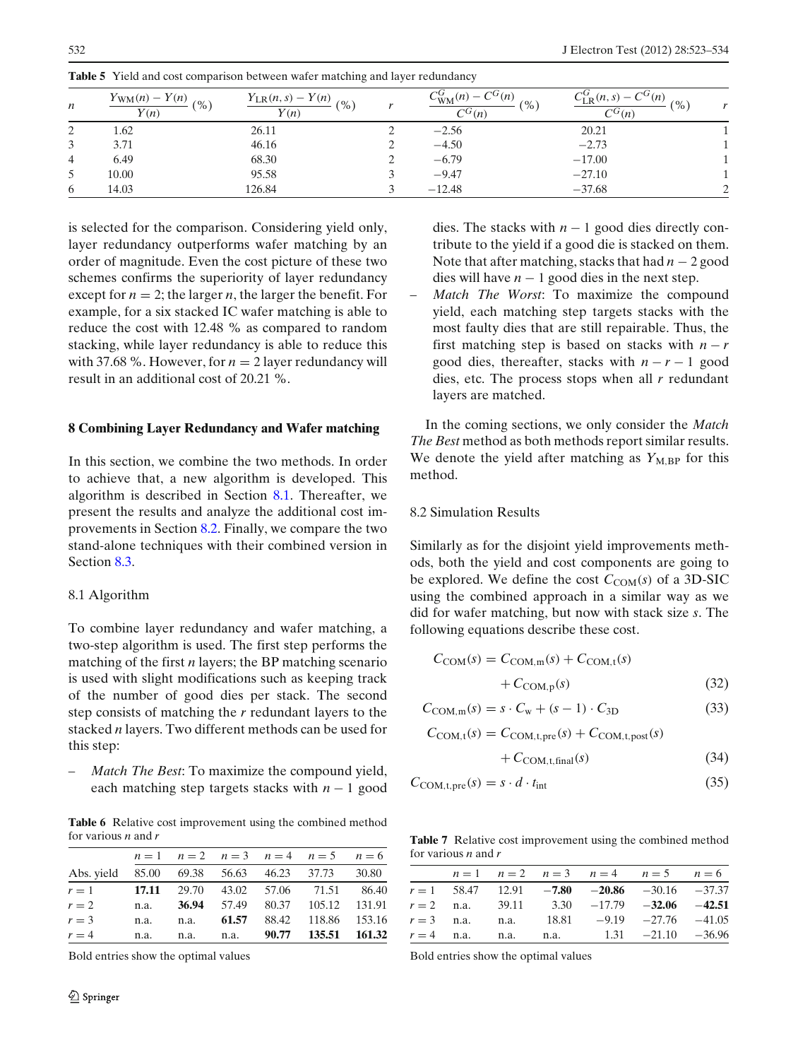**Table 5** Yield and cost comparison between wafer matching and layer redundancy

| $n$ | $\frac{Y_{\mathrm{WM}}(n)-Y(n)}{Y(n)}$ (%) | $\frac{Y_{\mathrm{LR}}(n,s)-Y(n)}{Y(n)}$ (%) | $r$ | $\frac{C^G_{\mathrm{WM}}(n)-C^G(n)}{C^G(n)}$ (%) | $\frac{C^G_{\mathrm{LR}}(n,s)-C^G(n)}{C^G(n)}$ (%) | $r$ |
|---|---|---|---|---|---|---|
| 2 | 1.62 | 26.11 | 2 | −2.56 | 20.21 | 1 |
| 3 | 3.71 | 46.16 | 2 | −4.50 | −2.73 | 1 |
| 4 | 6.49 | 68.30 | 2 | −6.79 | −17.00 | 1 |
| 5 | 10.00 | 95.58 | 3 | −9.47 | −27.10 | 1 |
| 6 | 14.03 | 126.84 | 3 | −12.48 | −37.68 | 2 |

is selected for the comparison. Considering yield only, layer redundancy outperforms wafer matching by an order of magnitude. Even the cost picture of these two schemes confirms the superiority of layer redundancy except for $n = 2$; the larger $n$, the larger the benefit. For example, for a six stacked IC wafer matching is able to reduce the cost with 12.48 % as compared to random stacking, while layer redundancy is able to reduce this with 37.68 %. However, for $n = 2$ layer redundancy will result in an additional cost of 20.21 %.

## 8 Combining Layer Redundancy and Wafer matching

In this section, we combine the two methods. In order to achieve that, a new algorithm is developed. This algorithm is described in Section 8.1. Thereafter, we present the results and analyze the additional cost improvements in Section 8.2. Finally, we compare the two stand-alone techniques with their combined version in Section 8.3.

### 8.1 Algorithm

To combine layer redundancy and wafer matching, a two-step algorithm is used. The first step performs the matching of the first $n$ layers; the BP matching scenario is used with slight modifications such as keeping track of the number of good dies per stack. The second step consists of matching the $r$ redundant layers to the stacked $n$ layers. Two different methods can be used for this step:

- *Match The Best*: To maximize the compound yield, each matching step targets stacks with $n-1$ good dies. The stacks with $n-1$ good dies directly contribute to the yield if a good die is stacked on them. Note that after matching, stacks that had $n-2$ good dies will have $n-1$ good dies in the next step.
- *Match The Worst*: To maximize the compound yield, each matching step targets stacks with the most faulty dies that are still repairable. Thus, the first matching step is based on stacks with $n-r$ good dies, thereafter, stacks with $n-r-1$ good dies, etc. The process stops when all $r$ redundant layers are matched.

In the coming sections, we only consider the *Match The Best* method as both methods report similar results. We denote the yield after matching as $Y_{\mathrm{M,BP}}$ for this method.

### 8.2 Simulation Results

Similarly as for the disjoint yield improvements methods, both the yield and cost components are going to be explored. We define the cost $C_{\mathrm{COM}}(s)$ of a 3D-SIC using the combined approach in a similar way as we did for wafer matching, but now with stack size $s$. The following equations describe these cost.

$$C_{\mathrm{COM}}(s) = C_{\mathrm{COM,m}}(s) + C_{\mathrm{COM,t}}(s) + C_{\mathrm{COM,p}}(s) \tag{32}$$

$$C_{\mathrm{COM,m}}(s) = s \cdot C_{\mathrm{w}} + (s-1) \cdot C_{\mathrm{3D}} \tag{33}$$

$$C_{\mathrm{COM,t}}(s) = C_{\mathrm{COM,t,pre}}(s) + C_{\mathrm{COM,t,post}}(s) + C_{\mathrm{COM,t,final}}(s) \tag{34}$$

$$C_{\mathrm{COM,t,pre}}(s) = s \cdot d \cdot t_{\mathrm{int}} \tag{35}$$

**Table 6** Relative cost improvement using the combined method for various $n$ and $r$

| | $n=1$ | $n=2$ | $n=3$ | $n=4$ | $n=5$ | $n=6$ |
|---|---|---|---|---|---|---|
| Abs. yield | 85.00 | 69.38 | 56.63 | 46.23 | 37.73 | 30.80 |
| $r=1$ | **17.11** | 29.70 | 43.02 | 57.06 | 71.51 | 86.40 |
| $r=2$ | n.a. | **36.94** | 57.49 | 80.37 | 105.12 | 131.91 |
| $r=3$ | n.a. | n.a. | **61.57** | 88.42 | 118.86 | 153.16 |
| $r=4$ | n.a. | n.a. | n.a. | **90.77** | **135.51** | **161.32** |

Bold entries show the optimal values

**Table 7** Relative cost improvement using the combined method for various $n$ and $r$

| | $n=1$ | $n=2$ | $n=3$ | $n=4$ | $n=5$ | $n=6$ |
|---|---|---|---|---|---|---|
| $r=1$ | 58.47 | 12.91 | **−7.80** | **−20.86** | −30.16 | −37.37 |
| $r=2$ | n.a. | 39.11 | 3.30 | −17.79 | **−32.06** | **−42.51** |
| $r=3$ | n.a. | n.a. | 18.81 | −9.19 | −27.76 | −41.05 |
| $r=4$ | n.a. | n.a. | n.a. | 1.31 | −21.10 | −36.96 |

Bold entries show the optimal values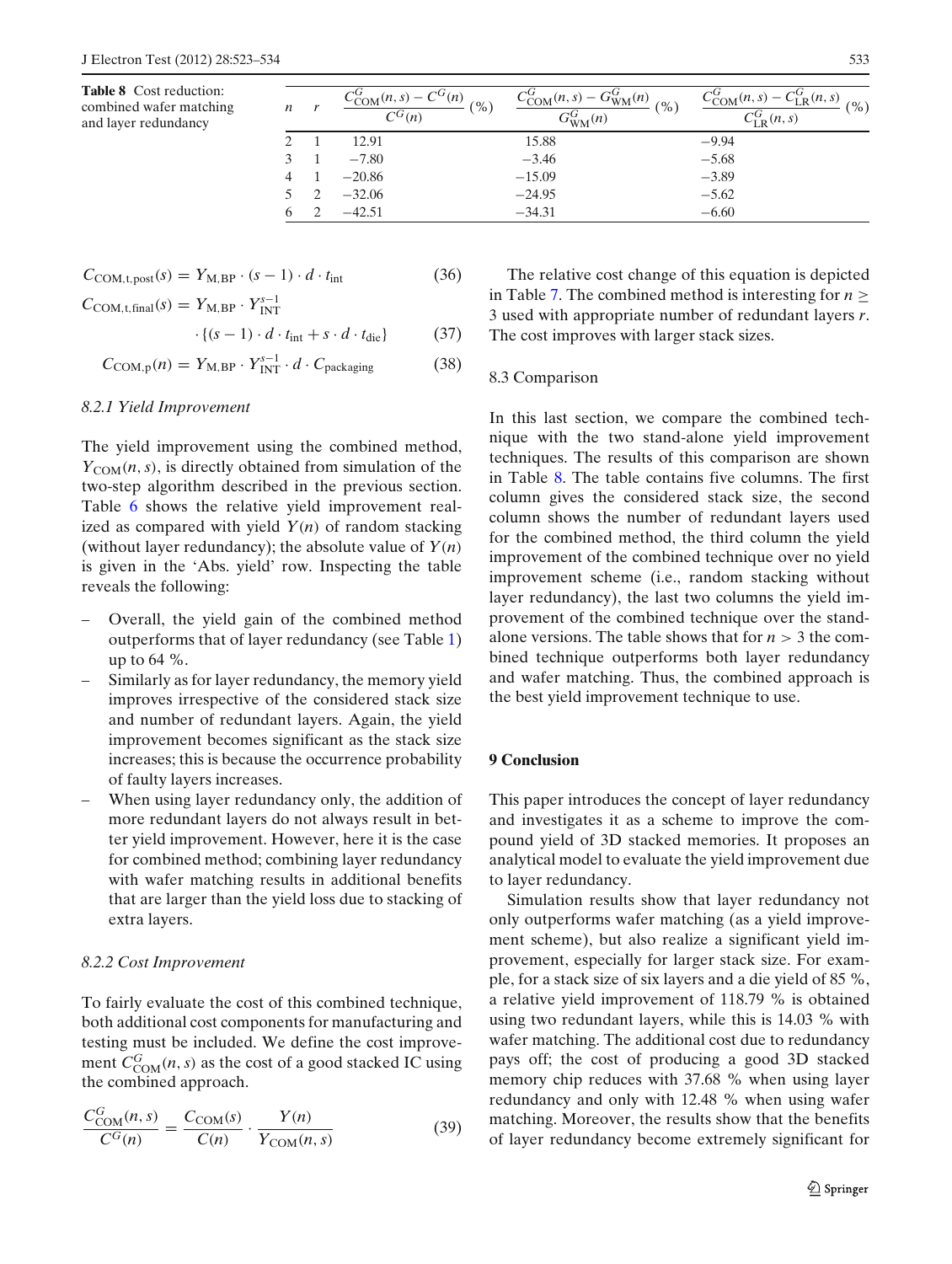**Table 8** Cost reduction: combined wafer matching and layer redundancy

| $n$ | $r$ | $\frac{C^G_{\text{COM}}(n,s) - C^G(n)}{C^G(n)}$ (%) | $\frac{C^G_{\text{COM}}(n,s) - G^G_{\text{WM}}(n)}{G^G_{\text{WM}}(n)}$ (%) | $\frac{C^G_{\text{COM}}(n,s) - C^G_{\text{LR}}(n,s)}{C^G_{\text{LR}}(n,s)}$ (%) |
|---|---|---|---|---|
| 2 | 1 | 12.91 | 15.88 | −9.94 |
| 3 | 1 | −7.80 | −3.46 | −5.68 |
| 4 | 1 | −20.86 | −15.09 | −3.89 |
| 5 | 2 | −32.06 | −24.95 | −5.62 |
| 6 | 2 | −42.51 | −34.31 | −6.60 |

$$C_{\text{COM,t,post}}(s) = Y_{\text{M,BP}} \cdot (s-1) \cdot d \cdot t_{\text{int}} \tag{36}$$

$$C_{\text{COM,t,final}}(s) = Y_{\text{M,BP}} \cdot Y_{\text{INT}}^{s-1} \cdot \{(s-1) \cdot d \cdot t_{\text{int}} + s \cdot d \cdot t_{\text{die}}\} \tag{37}$$

$$C_{\text{COM,p}}(n) = Y_{\text{M,BP}} \cdot Y_{\text{INT}}^{s-1} \cdot d \cdot C_{\text{packaging}} \tag{38}$$

#### 8.2.1 Yield Improvement

The yield improvement using the combined method, $Y_{\text{COM}}(n, s)$, is directly obtained from simulation of the two-step algorithm described in the previous section. Table 6 shows the relative yield improvement realized as compared with yield $Y(n)$ of random stacking (without layer redundancy); the absolute value of $Y(n)$ is given in the 'Abs. yield' row. Inspecting the table reveals the following:

- Overall, the yield gain of the combined method outperforms that of layer redundancy (see Table 1) up to 64 %.
- Similarly as for layer redundancy, the memory yield improves irrespective of the considered stack size and number of redundant layers. Again, the yield improvement becomes significant as the stack size increases; this is because the occurrence probability of faulty layers increases.
- When using layer redundancy only, the addition of more redundant layers do not always result in better yield improvement. However, here it is the case for combined method; combining layer redundancy with wafer matching results in additional benefits that are larger than the yield loss due to stacking of extra layers.

#### 8.2.2 Cost Improvement

To fairly evaluate the cost of this combined technique, both additional cost components for manufacturing and testing must be included. We define the cost improvement $C^G_{\text{COM}}(n, s)$ as the cost of a good stacked IC using the combined approach.

$$\frac{C^G_{\text{COM}}(n,s)}{C^G(n)} = \frac{C_{\text{COM}}(s)}{C(n)} \cdot \frac{Y(n)}{Y_{\text{COM}}(n,s)} \tag{39}$$

The relative cost change of this equation is depicted in Table 7. The combined method is interesting for $n \geq 3$ used with appropriate number of redundant layers $r$. The cost improves with larger stack sizes.

### 8.3 Comparison

In this last section, we compare the combined technique with the two stand-alone yield improvement techniques. The results of this comparison are shown in Table 8. The table contains five columns. The first column gives the considered stack size, the second column shows the number of redundant layers used for the combined method, the third column the yield improvement of the combined technique over no yield improvement scheme (i.e., random stacking without layer redundancy), the last two columns the yield improvement of the combined technique over the stand-alone versions. The table shows that for $n > 3$ the combined technique outperforms both layer redundancy and wafer matching. Thus, the combined approach is the best yield improvement technique to use.

## 9 Conclusion

This paper introduces the concept of layer redundancy and investigates it as a scheme to improve the compound yield of 3D stacked memories. It proposes an analytical model to evaluate the yield improvement due to layer redundancy.

Simulation results show that layer redundancy not only outperforms wafer matching (as a yield improvement scheme), but also realize a significant yield improvement, especially for larger stack size. For example, for a stack size of six layers and a die yield of 85 %, a relative yield improvement of 118.79 % is obtained using two redundant layers, while this is 14.03 % with wafer matching. The additional cost due to redundancy pays off; the cost of producing a good 3D stacked memory chip reduces with 37.68 % when using layer redundancy and only with 12.48 % when using wafer matching. Moreover, the results show that the benefits of layer redundancy become extremely significant for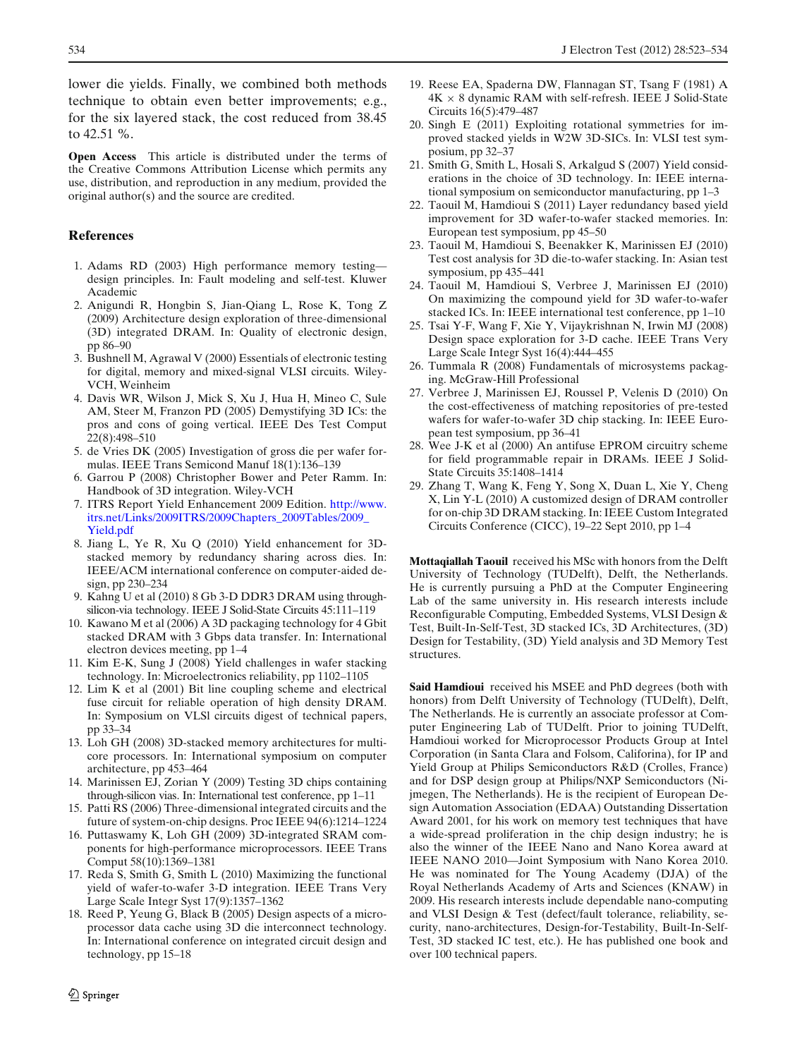lower die yields. Finally, we combined both methods technique to obtain even better improvements; e.g., for the six layered stack, the cost reduced from 38.45 to 42.51 %.

**Open Access** This article is distributed under the terms of the Creative Commons Attribution License which permits any use, distribution, and reproduction in any medium, provided the original author(s) and the source are credited.

## References

1. Adams RD (2003) High performance memory testing—design principles. In: Fault modeling and self-test. Kluwer Academic
2. Anigundi R, Hongbin S, Jian-Qiang L, Rose K, Tong Z (2009) Architecture design exploration of three-dimensional (3D) integrated DRAM. In: Quality of electronic design, pp 86–90
3. Bushnell M, Agrawal V (2000) Essentials of electronic testing for digital, memory and mixed-signal VLSI circuits. Wiley-VCH, Weinheim
4. Davis WR, Wilson J, Mick S, Xu J, Hua H, Mineo C, Sule AM, Steer M, Franzon PD (2005) Demystifying 3D ICs: the pros and cons of going vertical. IEEE Des Test Comput 22(8):498–510
5. de Vries DK (2005) Investigation of gross die per wafer formulas. IEEE Trans Semicond Manuf 18(1):136–139
6. Garrou P (2008) Christopher Bower and Peter Ramm. In: Handbook of 3D integration. Wiley-VCH
7. ITRS Report Yield Enhancement 2009 Edition. http://www.itrs.net/Links/2009ITRS/2009Chapters_2009Tables/2009_Yield.pdf
8. Jiang L, Ye R, Xu Q (2010) Yield enhancement for 3D-stacked memory by redundancy sharing across dies. In: IEEE/ACM international conference on computer-aided design, pp 230–234
9. Kahng U et al (2010) 8 Gb 3-D DDR3 DRAM using through-silicon-via technology. IEEE J Solid-State Circuits 45:111–119
10. Kawano M et al (2006) A 3D packaging technology for 4 Gbit stacked DRAM with 3 Gbps data transfer. In: International electron devices meeting, pp 1–4
11. Kim E-K, Sung J (2008) Yield challenges in wafer stacking technology. In: Microelectronics reliability, pp 1102–1105
12. Lim K et al (2001) Bit line coupling scheme and electrical fuse circuit for reliable operation of high density DRAM. In: Symposium on VLSl circuits digest of technical papers, pp 33–34
13. Loh GH (2008) 3D-stacked memory architectures for multi-core processors. In: International symposium on computer architecture, pp 453–464
14. Marinissen EJ, Zorian Y (2009) Testing 3D chips containing through-silicon vias. In: International test conference, pp 1–11
15. Patti RS (2006) Three-dimensional integrated circuits and the future of system-on-chip designs. Proc IEEE 94(6):1214–1224
16. Puttaswamy K, Loh GH (2009) 3D-integrated SRAM components for high-performance microprocessors. IEEE Trans Comput 58(10):1369–1381
17. Reda S, Smith G, Smith L (2010) Maximizing the functional yield of wafer-to-wafer 3-D integration. IEEE Trans Very Large Scale Integr Syst 17(9):1357–1362
18. Reed P, Yeung G, Black B (2005) Design aspects of a microprocessor data cache using 3D die interconnect technology. In: International conference on integrated circuit design and technology, pp 15–18
19. Reese EA, Spaderna DW, Flannagan ST, Tsang F (1981) A $4K \times 8$ dynamic RAM with self-refresh. IEEE J Solid-State Circuits 16(5):479–487
20. Singh E (2011) Exploiting rotational symmetries for improved stacked yields in W2W 3D-SICs. In: VLSI test symposium, pp 32–37
21. Smith G, Smith L, Hosali S, Arkalgud S (2007) Yield considerations in the choice of 3D technology. In: IEEE international symposium on semiconductor manufacturing, pp 1–3
22. Taouil M, Hamdioui S (2011) Layer redundancy based yield improvement for 3D wafer-to-wafer stacked memories. In: European test symposium, pp 45–50
23. Taouil M, Hamdioui S, Beenakker K, Marinissen EJ (2010) Test cost analysis for 3D die-to-wafer stacking. In: Asian test symposium, pp 435–441
24. Taouil M, Hamdioui S, Verbree J, Marinissen EJ (2010) On maximizing the compound yield for 3D wafer-to-wafer stacked ICs. In: IEEE international test conference, pp 1–10
25. Tsai Y-F, Wang F, Xie Y, Vijaykrishnan N, Irwin MJ (2008) Design space exploration for 3-D cache. IEEE Trans Very Large Scale Integr Syst 16(4):444–455
26. Tummala R (2008) Fundamentals of microsystems packaging. McGraw-Hill Professional
27. Verbree J, Marinissen EJ, Roussel P, Velenis D (2010) On the cost-effectiveness of matching repositories of pre-tested wafers for wafer-to-wafer 3D chip stacking. In: IEEE European test symposium, pp 36–41
28. Wee J-K et al (2000) An antifuse EPROM circuitry scheme for field programmable repair in DRAMs. IEEE J Solid-State Circuits 35:1408–1414
29. Zhang T, Wang K, Feng Y, Song X, Duan L, Xie Y, Cheng X, Lin Y-L (2010) A customized design of DRAM controller for on-chip 3D DRAM stacking. In: IEEE Custom Integrated Circuits Conference (CICC), 19–22 Sept 2010, pp 1–4

**Mottaqiallah Taouil** received his MSc with honors from the Delft University of Technology (TUDelft), Delft, the Netherlands. He is currently pursuing a PhD at the Computer Engineering Lab of the same university in. His research interests include Reconfigurable Computing, Embedded Systems, VLSI Design & Test, Built-In-Self-Test, 3D stacked ICs, 3D Architectures, (3D) Design for Testability, (3D) Yield analysis and 3D Memory Test structures.

**Said Hamdioui** received his MSEE and PhD degrees (both with honors) from Delft University of Technology (TUDelft), Delft, The Netherlands. He is currently an associate professor at Computer Engineering Lab of TUDelft. Prior to joining TUDelft, Hamdioui worked for Microprocessor Products Group at Intel Corporation (in Santa Clara and Folsom, Califorina), for IP and Yield Group at Philips Semiconductors R&D (Crolles, France) and for DSP design group at Philips/NXP Semiconductors (Nijmegen, The Netherlands). He is the recipient of European Design Automation Association (EDAA) Outstanding Dissertation Award 2001, for his work on memory test techniques that have a wide-spread proliferation in the chip design industry; he is also the winner of the IEEE Nano and Nano Korea award at IEEE NANO 2010—Joint Symposium with Nano Korea 2010. He was nominated for The Young Academy (DJA) of the Royal Netherlands Academy of Arts and Sciences (KNAW) in 2009. His research interests include dependable nano-computing and VLSI Design & Test (defect/fault tolerance, reliability, security, nano-architectures, Design-for-Testability, Built-In-Self-Test, 3D stacked IC test, etc.). He has published one book and over 100 technical papers.